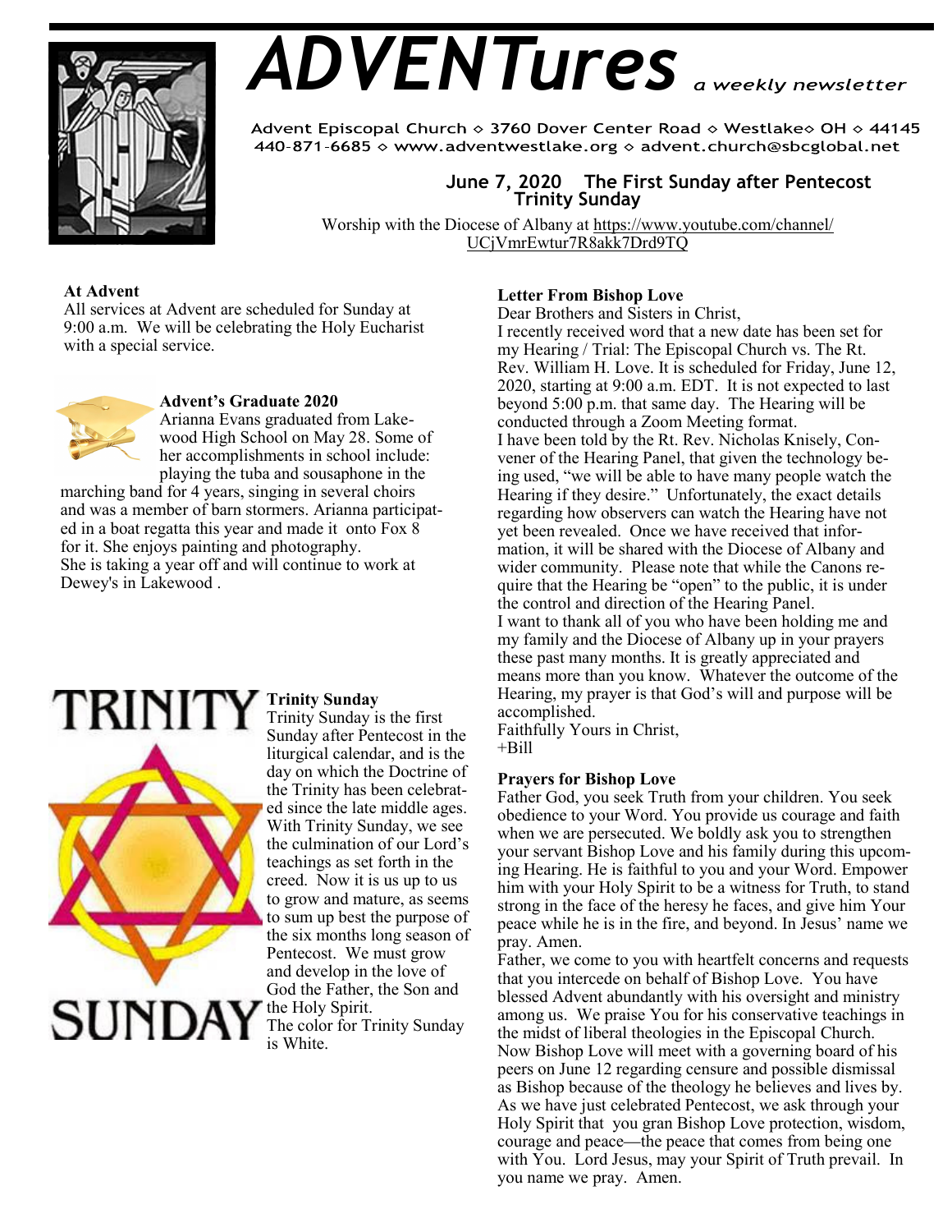# ADVENTures *a weekly newsletter*

Advent Episcopal Church ◇ 3760 Dover Center Road ◇ Westlake◇ OH ◇ 44145
440-871-6685 ◇ www.adventwestlake.org ◇ advent.church@sbcglobal.net

**June 7, 2020 The First Sunday after Pentecost**
**Trinity Sunday**

Worship with the Diocese of Albany at https://www.youtube.com/channel/UCjVmrEwtur7R8akk7Drd9TQ

**At Advent**

All services at Advent are scheduled for Sunday at 9:00 a.m. We will be celebrating the Holy Eucharist with a special service.

**Advent's Graduate 2020**

Arianna Evans graduated from Lakewood High School on May 28. Some of her accomplishments in school include: playing the tuba and sousaphone in the marching band for 4 years, singing in several choirs and was a member of barn stormers. Arianna participated in a boat regatta this year and made it onto Fox 8 for it. She enjoys painting and photography. She is taking a year off and will continue to work at Dewey's in Lakewood .

TRINITY SUNDAY

**Trinity Sunday**

Trinity Sunday is the first Sunday after Pentecost in the liturgical calendar, and is the day on which the Doctrine of the Trinity has been celebrated since the late middle ages. With Trinity Sunday, we see the culmination of our Lord's teachings as set forth in the creed. Now it is us up to us to grow and mature, as seems to sum up best the purpose of the six months long season of Pentecost. We must grow and develop in the love of God the Father, the Son and the Holy Spirit.

The color for Trinity Sunday is White.

**Letter From Bishop Love**

Dear Brothers and Sisters in Christ,

I recently received word that a new date has been set for my Hearing / Trial: The Episcopal Church vs. The Rt. Rev. William H. Love. It is scheduled for Friday, June 12, 2020, starting at 9:00 a.m. EDT. It is not expected to last beyond 5:00 p.m. that same day. The Hearing will be conducted through a Zoom Meeting format.

I have been told by the Rt. Rev. Nicholas Knisely, Convener of the Hearing Panel, that given the technology being used, "we will be able to have many people watch the Hearing if they desire." Unfortunately, the exact details regarding how observers can watch the Hearing have not yet been revealed. Once we have received that information, it will be shared with the Diocese of Albany and wider community. Please note that while the Canons require that the Hearing be "open" to the public, it is under the control and direction of the Hearing Panel.

I want to thank all of you who have been holding me and my family and the Diocese of Albany up in your prayers these past many months. It is greatly appreciated and means more than you know. Whatever the outcome of the Hearing, my prayer is that God's will and purpose will be accomplished.

Faithfully Yours in Christ,
+Bill

**Prayers for Bishop Love**

Father God, you seek Truth from your children. You seek obedience to your Word. You provide us courage and faith when we are persecuted. We boldly ask you to strengthen your servant Bishop Love and his family during this upcoming Hearing. He is faithful to you and your Word. Empower him with your Holy Spirit to be a witness for Truth, to stand strong in the face of the heresy he faces, and give him Your peace while he is in the fire, and beyond. In Jesus' name we pray. Amen.

Father, we come to you with heartfelt concerns and requests that you intercede on behalf of Bishop Love. You have blessed Advent abundantly with his oversight and ministry among us. We praise You for his conservative teachings in the midst of liberal theologies in the Episcopal Church. Now Bishop Love will meet with a governing board of his peers on June 12 regarding censure and possible dismissal as Bishop because of the theology he believes and lives by. As we have just celebrated Pentecost, we ask through your Holy Spirit that you gran Bishop Love protection, wisdom, courage and peace—the peace that comes from being one with You. Lord Jesus, may your Spirit of Truth prevail. In you name we pray. Amen.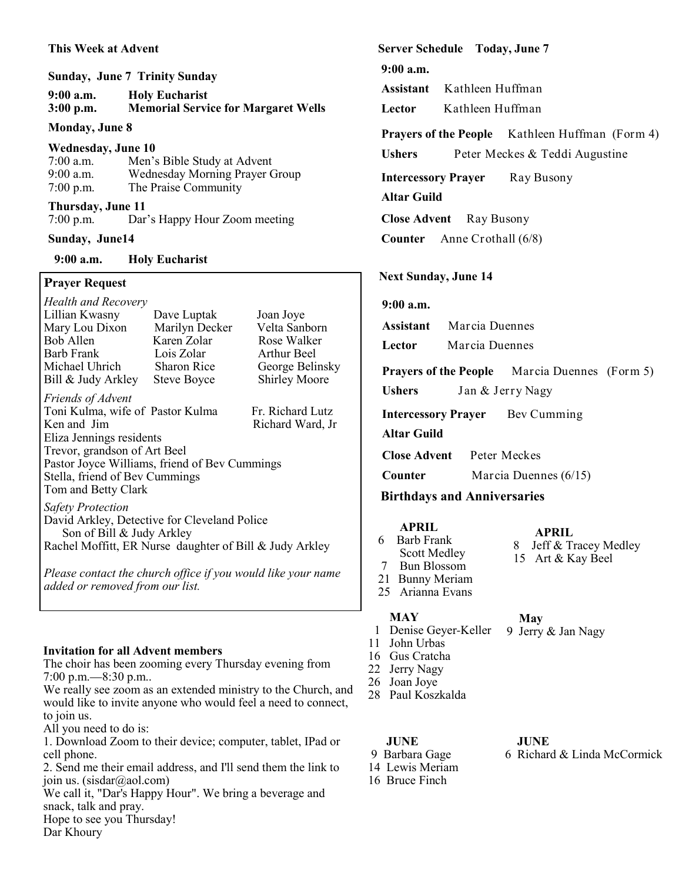## This Week at Advent

**Sunday, June 7 Trinity Sunday**

**9:00 a.m.** **Holy Eucharist**
**3:00 p.m.** **Memorial Service for Margaret Wells**

**Monday, June 8**

**Wednesday, June 10**
7:00 a.m. Men's Bible Study at Advent
9:00 a.m. Wednesday Morning Prayer Group
7:00 p.m. The Praise Community

**Thursday, June 11**
7:00 p.m. Dar's Happy Hour Zoom meeting

**Sunday, June14**

**9:00 a.m.** **Holy Eucharist**

### Prayer Request

*Health and Recovery*

| | | |
|---|---|---|
| Lillian Kwasny | Dave Luptak | Joan Joye |
| Mary Lou Dixon | Marilyn Decker | Velta Sanborn |
| Bob Allen | Karen Zolar | Rose Walker |
| Barb Frank | Lois Zolar | Arthur Beel |
| Michael Uhrich | Sharon Rice | George Belinsky |
| Bill & Judy Arkley | Steve Boyce | Shirley Moore |

*Friends of Advent*
Toni Kulma, wife of Pastor Kulma
Fr. Richard Lutz
Ken and Jim
Richard Ward, Jr
Eliza Jennings residents
Trevor, grandson of Art Beel
Pastor Joyce Williams, friend of Bev Cummings
Stella, friend of Bev Cummings
Tom and Betty Clark

*Safety Protection*
David Arkley, Detective for Cleveland Police
Son of Bill & Judy Arkley
Rachel Moffitt, ER Nurse daughter of Bill & Judy Arkley

*Please contact the church office if you would like your name added or removed from our list.*

### Invitation for all Advent members

The choir has been zooming every Thursday evening from 7:00 p.m.—8:30 p.m..
We really see zoom as an extended ministry to the Church, and would like to invite anyone who would feel a need to connect, to join us.
All you need to do is:
1. Download Zoom to their device; computer, tablet, IPad or cell phone.
2. Send me their email address, and I'll send them the link to join us. (sisdar@aol.com)
We call it, "Dar's Happy Hour". We bring a beverage and snack, talk and pray.
Hope to see you Thursday!
Dar Khoury

## Server Schedule Today, June 7

**9:00 a.m.**

**Assistant** Kathleen Huffman
**Lector** Kathleen Huffman
**Prayers of the People** Kathleen Huffman (Form 4)
**Ushers** Peter Meckes & Teddi Augustine
**Intercessory Prayer** Ray Busony
**Altar Guild**
**Close Advent** Ray Busony
**Counter** Anne Crothall (6/8)

## Next Sunday, June 14

**9:00 a.m.**

**Assistant** Marcia Duennes
**Lector** Marcia Duennes
**Prayers of the People** Marcia Duennes (Form 5)
**Ushers** Jan & Jerry Nagy
**Intercessory Prayer** Bev Cumming
**Altar Guild**
**Close Advent** Peter Meckes
**Counter** Marcia Duennes (6/15)

## Birthdays and Anniversaries

**APRIL**
6 Barb Frank
Scott Medley
7 Bun Blossom
21 Bunny Meriam
25 Arianna Evans

**APRIL**
8 Jeff & Tracey Medley
15 Art & Kay Beel

**MAY**
1 Denise Geyer-Keller
11 John Urbas
16 Gus Cratcha
22 Jerry Nagy
26 Joan Joye
28 Paul Koszkalda

**May**
9 Jerry & Jan Nagy

**JUNE**
9 Barbara Gage
14 Lewis Meriam
16 Bruce Finch

**JUNE**
6 Richard & Linda McCormick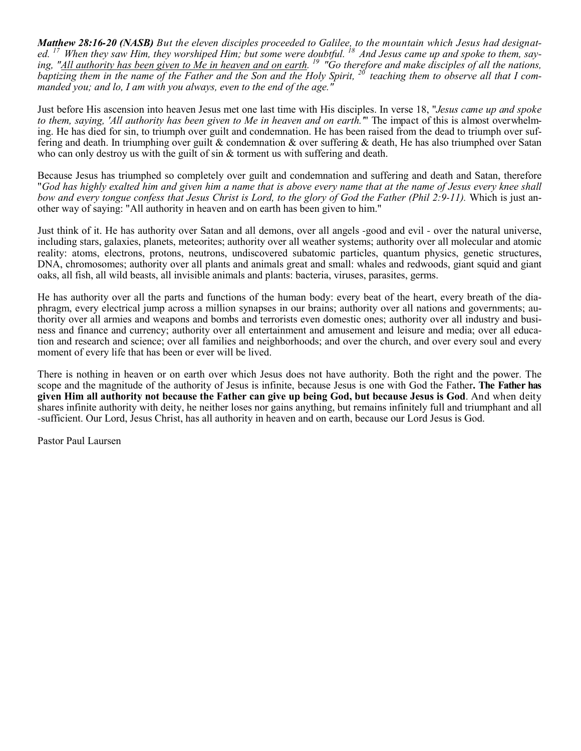***Matthew 28:16-20 (NASB)*** *But the eleven disciples proceeded to Galilee, to the mountain which Jesus had designated.* [17] *When they saw Him, they worshiped Him; but some were doubtful.* [18] *And Jesus came up and spoke to them, saying, "*<u>*All authority has been given to Me in heaven and on earth*</u>*.* [19] *"Go therefore and make disciples of all the nations, baptizing them in the name of the Father and the Son and the Holy Spirit,* [20] *teaching them to observe all that I commanded you; and lo, I am with you always, even to the end of the age."*

Just before His ascension into heaven Jesus met one last time with His disciples. In verse 18, "*Jesus came up and spoke to them, saying, 'All authority has been given to Me in heaven and on earth.'*" The impact of this is almost overwhelming. He has died for sin, to triumph over guilt and condemnation. He has been raised from the dead to triumph over suffering and death. In triumphing over guilt & condemnation & over suffering & death, He has also triumphed over Satan who can only destroy us with the guilt of sin & torment us with suffering and death.

Because Jesus has triumphed so completely over guilt and condemnation and suffering and death and Satan, therefore "*God has highly exalted him and given him a name that is above every name that at the name of Jesus every knee shall bow and every tongue confess that Jesus Christ is Lord, to the glory of God the Father (Phil 2:9-11).* Which is just another way of saying: "All authority in heaven and on earth has been given to him."

Just think of it. He has authority over Satan and all demons, over all angels -good and evil - over the natural universe, including stars, galaxies, planets, meteorites; authority over all weather systems; authority over all molecular and atomic reality: atoms, electrons, protons, neutrons, undiscovered subatomic particles, quantum physics, genetic structures, DNA, chromosomes; authority over all plants and animals great and small: whales and redwoods, giant squid and giant oaks, all fish, all wild beasts, all invisible animals and plants: bacteria, viruses, parasites, germs.

He has authority over all the parts and functions of the human body: every beat of the heart, every breath of the diaphragm, every electrical jump across a million synapses in our brains; authority over all nations and governments; authority over all armies and weapons and bombs and terrorists even domestic ones; authority over all industry and business and finance and currency; authority over all entertainment and amusement and leisure and media; over all education and research and science; over all families and neighborhoods; and over the church, and over every soul and every moment of every life that has been or ever will be lived.

There is nothing in heaven or on earth over which Jesus does not have authority. Both the right and the power. The scope and the magnitude of the authority of Jesus is infinite, because Jesus is one with God the Father**. The Father has given Him all authority not because the Father can give up being God, but because Jesus is God**. And when deity shares infinite authority with deity, he neither loses nor gains anything, but remains infinitely full and triumphant and all-sufficient. Our Lord, Jesus Christ, has all authority in heaven and on earth, because our Lord Jesus is God.

Pastor Paul Laursen